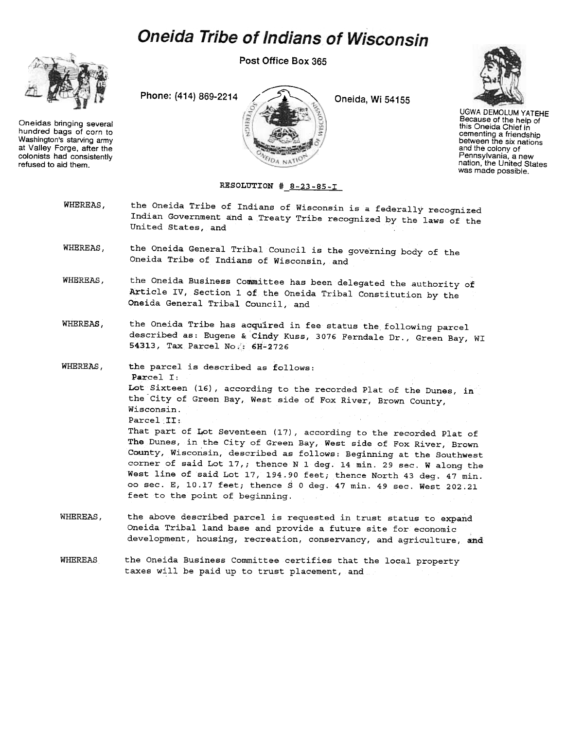# Oneida Tribe of Indians of Wisconsin

Post Office Box 365

Phone: (414) 869-2214

Oneida, Wi 54155

Oneidas bringing several hundred bags of corn to Washington's starving army at Valley Forge, after the colonists had consistently refused to aid them.

UGWA DEMOLUM YATEHE Because of the help of this Oneida Chief in cementing a friendship between the six nations and the colony of Pennsylvania, a new nation, the United States was made possible.

RESOLUTION # 8-23-85-I

WHEREAS, the Oneida Tribe of Indians of Wisconsin is a federally recognized Indian Government and a Treaty Tribe recognized by the laws of the United States, and

WHEREAS, the Oneida General Tribal Council is the governing body of the Oneida Tribe of Indians of Wisconsin, and

WHEREAS, the Oneida Business Committee has been delegated the authority of Article IV, Section 1 of the Oneida Tribal Constitution by the Oneida General Tribal Council, and

WHEREAS, the Oneida Tribe has acquired in fee status the following parcel described as: Eugene & Cindy Kuss, 3076 Ferndale Dr., Green Bay, WI 54313, Tax Parcel No.: 6H-2726

WHEREAS, the parcel is described as follows:
Parcel I:
Lot Sixteen (16), according to the recorded Plat of the Dunes, in the City of Green Bay, West side of Fox River, Brown County, Wisconsin.
Parcel II:
That part of Lot Seventeen (17), according to the recorded Plat of The Dunes, in the City of Green Bay, West side of Fox River, Brown County, Wisconsin, described as follows: Beginning at the Southwest corner of said Lot 17,; thence N 1 deg. 14 min. 29 sec. W along the West line of said Lot 17, 194.90 feet; thence North 43 deg. 47 min. oo sec. E, 10.17 feet; thence S 0 deg. 47 min. 49 sec. West 202.21 feet to the point of beginning.

WHEREAS, the above described parcel is requested in trust status to expand Oneida Tribal land base and provide a future site for economic development, housing, recreation, conservancy, and agriculture, and

WHEREAS the Oneida Business Committee certifies that the local property taxes will be paid up to trust placement, and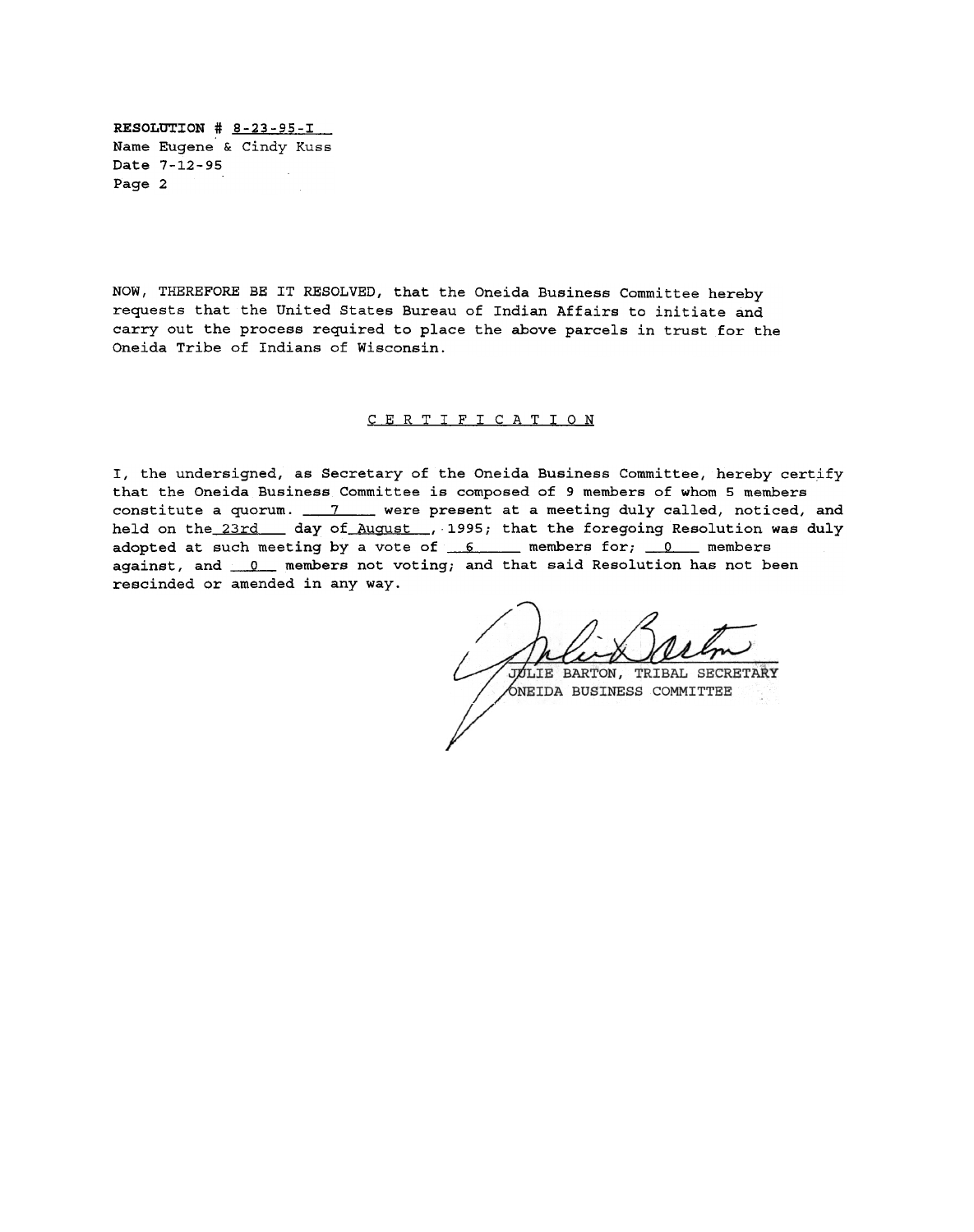**RESOLUTION #** 8-23-95-I
Name Eugene & Cindy Kuss
Date 7-12-95
Page 2

NOW, THEREFORE BE IT RESOLVED, that the Oneida Business Committee hereby requests that the United States Bureau of Indian Affairs to initiate and carry out the process required to place the above parcels in trust for the Oneida Tribe of Indians of Wisconsin.

## CERTIFICATION

I, the undersigned, as Secretary of the Oneida Business Committee, hereby certify that the Oneida Business Committee is composed of 9 members of whom 5 members constitute a quorum. 7 were present at a meeting duly called, noticed, and held on the 23rd day of August, 1995; that the foregoing Resolution was duly adopted at such meeting by a vote of 6 members for; 0 members against, and 0 members not voting; and that said Resolution has not been rescinded or amended in any way.

JULIE BARTON, TRIBAL SECRETARY
ONEIDA BUSINESS COMMITTEE